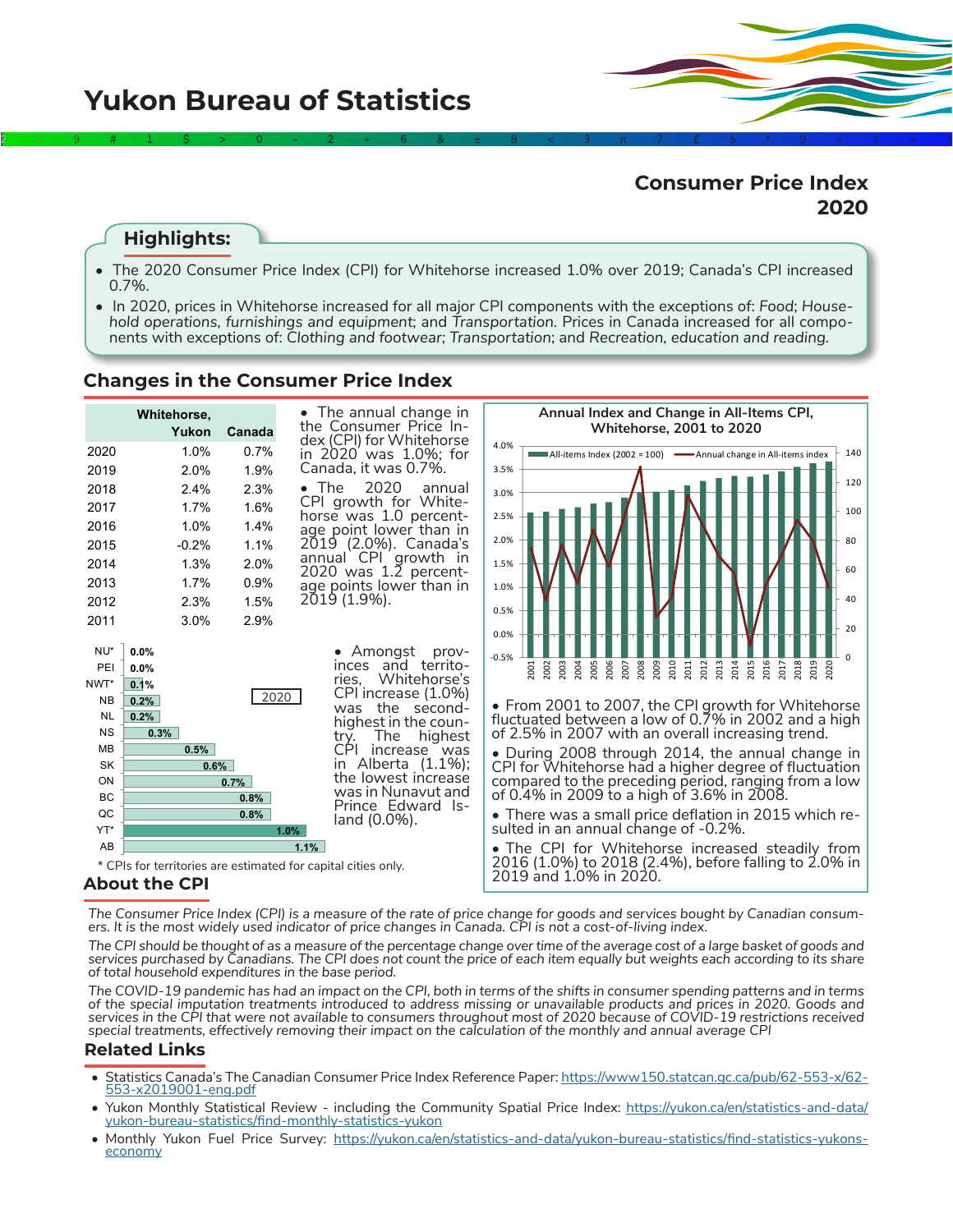# Yukon Bureau of Statistics

## Consumer Price Index 2020

### Highlights:

- The 2020 Consumer Price Index (CPI) for Whitehorse increased 1.0% over 2019; Canada's CPI increased 0.7%.
- In 2020, prices in Whitehorse increased for all major CPI components with the exceptions of: *Food*; *Household operations, furnishings and equipment*; and *Transportation.* Prices in Canada increased for all components with exceptions of: *Clothing and footwear; Transportation*; and *Recreation, education and reading.*

## Changes in the Consumer Price Index

| | Whitehorse, Yukon | Canada |
|---|---|---|
| 2020 | 1.0% | 0.7% |
| 2019 | 2.0% | 1.9% |
| 2018 | 2.4% | 2.3% |
| 2017 | 1.7% | 1.6% |
| 2016 | 1.0% | 1.4% |
| 2015 | -0.2% | 1.1% |
| 2014 | 1.3% | 2.0% |
| 2013 | 1.7% | 0.9% |
| 2012 | 2.3% | 1.5% |
| 2011 | 3.0% | 2.9% |

- The annual change in the Consumer Price Index (CPI) for Whitehorse in 2020 was 1.0%; for Canada, it was 0.7%.
- The 2020 annual CPI growth for Whitehorse was 1.0 percentage point lower than in 2019 (2.0%). Canada's annual CPI growth in 2020 was 1.2 percentage points lower than in 2019 (1.9%).

2020

| | |
|---|---|
| NU* | 0.0% |
| PEI | 0.0% |
| NWT* | 0.1% |
| NB | 0.2% |
| NL | 0.2% |
| NS | 0.3% |
| MB | 0.5% |
| SK | 0.6% |
| ON | 0.7% |
| BC | 0.8% |
| QC | 0.8% |
| YT* | 1.0% |
| AB | 1.1% |

\* CPIs for territories are estimated for capital cities only.

- Amongst provinces and territories, Whitehorse's CPI increase (1.0%) was the second-highest in the country. The highest CPI increase was in Alberta (1.1%); the lowest increase was in Nunavut and Prince Edward Island (0.0%).

**Annual Index and Change in All-Items CPI, Whitehorse, 2001 to 2020**

All-items Index (2002 = 100) — Annual change in All-items index

- From 2001 to 2007, the CPI growth for Whitehorse fluctuated between a low of 0.7% in 2002 and a high of 2.5% in 2007 with an overall increasing trend.
- During 2008 through 2014, the annual change in CPI for Whitehorse had a higher degree of fluctuation compared to the preceding period, ranging from a low of 0.4% in 2009 to a high of 3.6% in 2008.
- There was a small price deflation in 2015 which resulted in an annual change of -0.2%.
- The CPI for Whitehorse increased steadily from 2016 (1.0%) to 2018 (2.4%), before falling to 2.0% in 2019 and 1.0% in 2020.

## About the CPI

*The Consumer Price Index (CPI) is a measure of the rate of price change for goods and services bought by Canadian consumers. It is the most widely used indicator of price changes in Canada. CPI is not a cost-of-living index.*

*The CPI should be thought of as a measure of the percentage change over time of the average cost of a large basket of goods and services purchased by Canadians. The CPI does not count the price of each item equally but weights each according to its share of total household expenditures in the base period.*

*The COVID-19 pandemic has had an impact on the CPI, both in terms of the shifts in consumer spending patterns and in terms of the special imputation treatments introduced to address missing or unavailable products and prices in 2020. Goods and services in the CPI that were not available to consumers throughout most of 2020 because of COVID-19 restrictions received special treatments, effectively removing their impact on the calculation of the monthly and annual average CPI*

## Related Links

- Statistics Canada's The Canadian Consumer Price Index Reference Paper: https://www150.statcan.gc.ca/pub/62-553-x/62-553-x2019001-eng.pdf
- Yukon Monthly Statistical Review - including the Community Spatial Price Index: https://yukon.ca/en/statistics-and-data/yukon-bureau-statistics/find-monthly-statistics-yukon
- Monthly Yukon Fuel Price Survey: https://yukon.ca/en/statistics-and-data/yukon-bureau-statistics/find-statistics-yukons-economy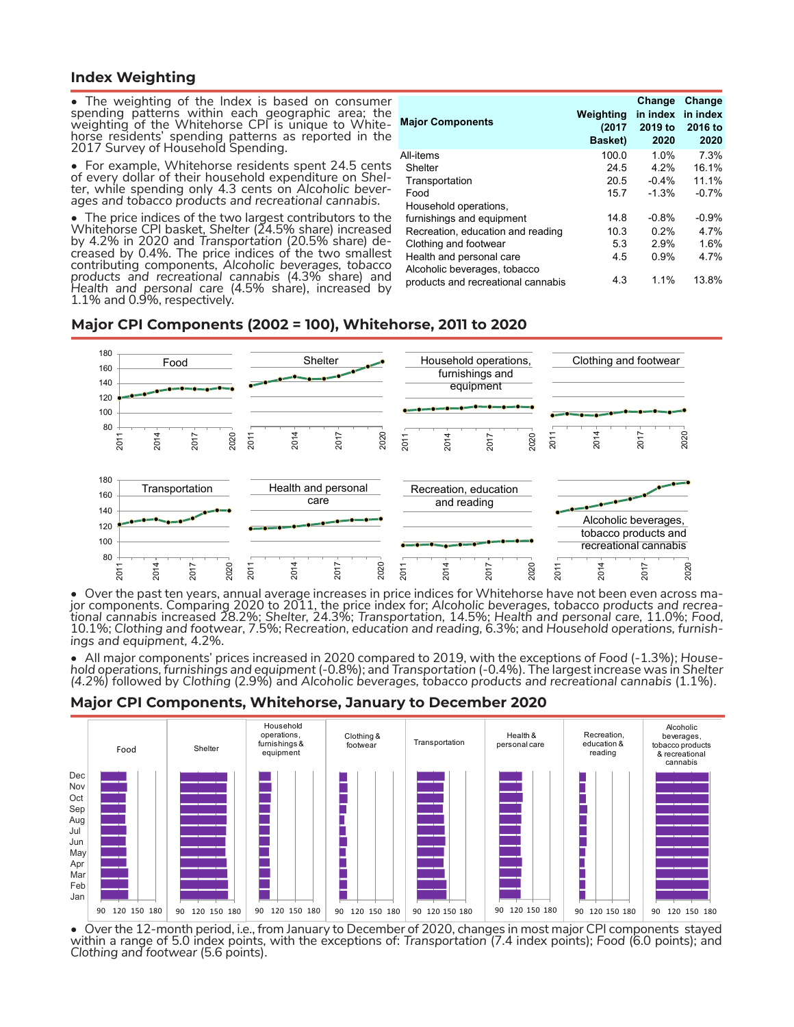## Index Weighting

- The weighting of the Index is based on consumer spending patterns within each geographic area; the weighting of the Whitehorse CPI is unique to Whitehorse residents' spending patterns as reported in the 2017 Survey of Household Spending.
- For example, Whitehorse residents spent 24.5 cents of every dollar of their household expenditure on *Shelter*, while spending only 4.3 cents on *Alcoholic beverages and tobacco products and recreational cannabis*.
- The price indices of the two largest contributors to the Whitehorse CPI basket, *Shelter* (24.5% share) increased by 4.2% in 2020 and *Transportation* (20.5% share) decreased by 0.4%. The price indices of the two smallest contributing components, *Alcoholic beverages, tobacco products and recreational cannabis* (4.3% share) and *Health and personal care* (4.5% share), increased by 1.1% and 0.9%, respectively.

| Major Components | Weighting (2017 Basket) | Change in index 2019 to 2020 | Change in index 2016 to 2020 |
|---|---|---|---|
| All-items | 100.0 | 1.0% | 7.3% |
| Shelter | 24.5 | 4.2% | 16.1% |
| Transportation | 20.5 | -0.4% | 11.1% |
| Food | 15.7 | -1.3% | -0.7% |
| Household operations, furnishings and equipment | 14.8 | -0.8% | -0.9% |
| Recreation, education and reading | 10.3 | 0.2% | 4.7% |
| Clothing and footwear | 5.3 | 2.9% | 1.6% |
| Health and personal care | 4.5 | 0.9% | 4.7% |
| Alcoholic beverages, tobacco products and recreational cannabis | 4.3 | 1.1% | 13.8% |

## Major CPI Components (2002 = 100), Whitehorse, 2011 to 2020

- Over the past ten years, annual average increases in price indices for Whitehorse have not been even across major components. Comparing 2020 to 2011, the price index for; *Alcoholic beverages, tobacco products and recreational cannabis* increased 28.2%; *Shelter*, 24.3%; *Transportation*, 14.5%; *Health and personal care*, 11.0%; *Food*, 10.1%; *Clothing and footwear*, 7.5%; *Recreation, education and reading*, 6.3%; and *Household operations, furnishings and equipment*, 4.2%.
- All major components' prices increased in 2020 compared to 2019, with the exceptions of *Food* (-1.3%); *Household operations, furnishings and equipment* (-0.8%); and *Transportation* (-0.4%). The largest increase was in *Shelter* (4.2%) followed by *Clothing* (2.9%) and *Alcoholic beverages, tobacco products and recreational cannabis* (1.1%).

## Major CPI Components, Whitehorse, January to December 2020

- Over the 12-month period, i.e., from January to December of 2020, changes in most major CPI components stayed within a range of 5.0 index points, with the exceptions of: *Transportation* (7.4 index points); *Food* (6.0 points); and *Clothing and footwear* (5.6 points).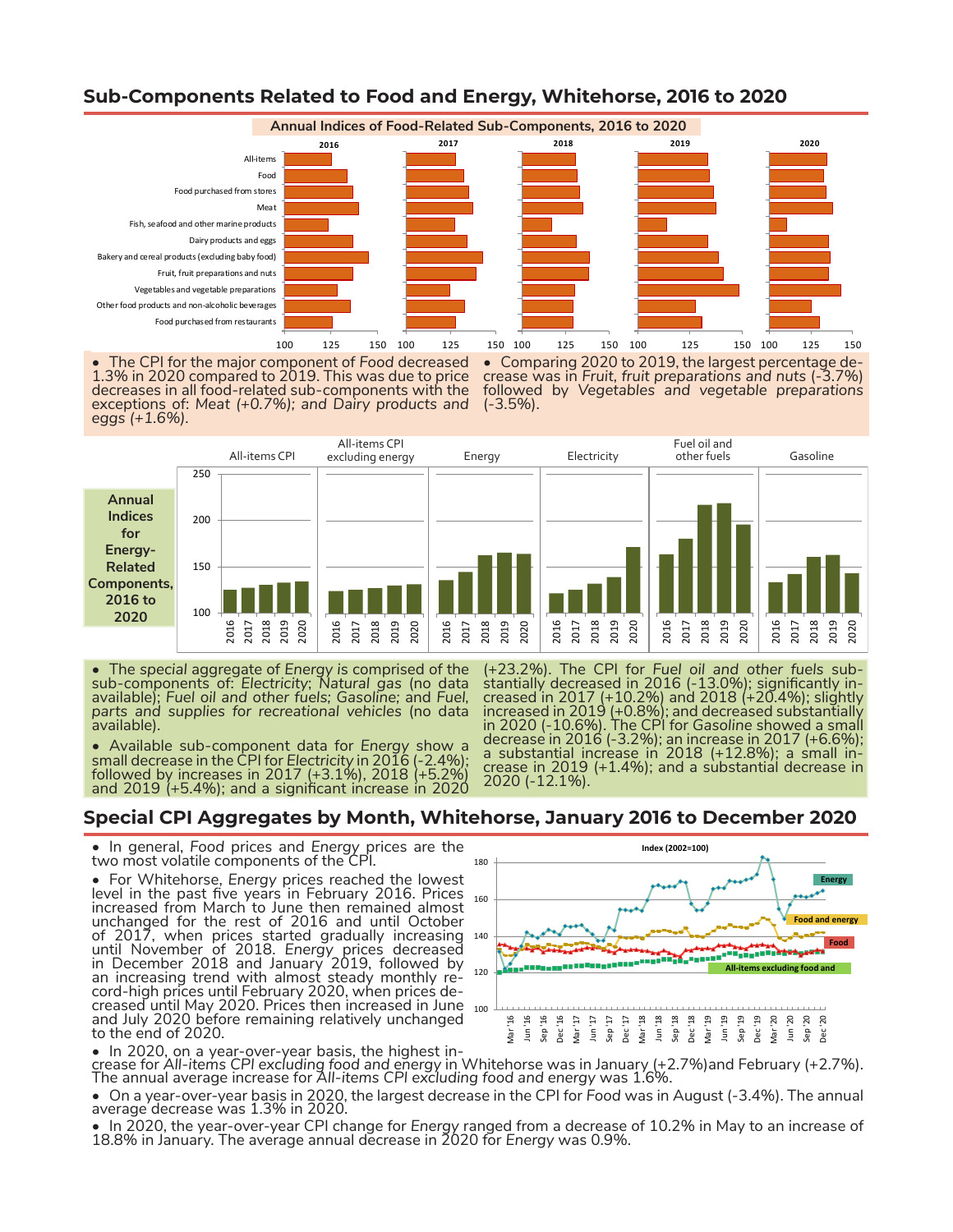## Sub-Components Related to Food and Energy, Whitehorse, 2016 to 2020

**Annual Indices of Food-Related Sub-Components, 2016 to 2020**

- The CPI for the major component of *Food* decreased 1.3% in 2020 compared to 2019. This was due to price decreases in all food-related sub-components with the exceptions of: *Meat (+0.7%); and Dairy products and eggs (+1.6%).*
- Comparing 2020 to 2019, the largest percentage decrease was in *Fruit, fruit preparations and nuts* (-3.7%) followed by *Vegetables and vegetable preparations* (-3.5%).

**Annual Indices for Energy-Related Components, 2016 to 2020**

- The special aggregate of *Energy* is comprised of the sub-components of: *Electricity*; *Natural gas* (no data available); *Fuel oil and other fuels; Gasoline*; and *Fuel, parts and supplies for recreational vehicles* (no data available).
- Available sub-component data for *Energy* show a small decrease in the CPI for *Electricity* in 2016 (-2.4%); followed by increases in 2017 (+3.1%), 2018 (+5.2%) and 2019 (+5.4%); and a significant increase in 2020 (+23.2%). The CPI for *Fuel oil and other fuels* substantially decreased in 2016 (-13.0%); significantly increased in 2017 (+10.2%) and 2018 (+20.4%); slightly increased in 2019 (+0.8%); and decreased substantially in 2020 (-10.6%). The CPI for *Gasoline* showed a small decrease in 2016 (-3.2%); an increase in 2017 (+6.6%); a substantial increase in 2018 (+12.8%); a small increase in 2019 (+1.4%); and a substantial decrease in 2020 (-12.1%).

## Special CPI Aggregates by Month, Whitehorse, January 2016 to December 2020

- In general, *Food* prices and *Energy* prices are the two most volatile components of the CPI.
- For Whitehorse, *Energy* prices reached the lowest level in the past five years in February 2016. Prices increased from March to June then remained almost unchanged for the rest of 2016 and until October of 2017, when prices started gradually increasing until November of 2018. *Energy* prices decreased in December 2018 and January 2019, followed by an increasing trend with almost steady monthly record-high prices until February 2020, when prices decreased until May 2020. Prices then increased in June and July 2020 before remaining relatively unchanged to the end of 2020.
- In 2020, on a year-over-year basis, the highest increase for *All-items CPI excluding food and energy* in Whitehorse was in January (+2.7%)and February (+2.7%). The annual average increase for *All-items CPI excluding food and energy* was 1.6%.
- On a year-over-year basis in 2020, the largest decrease in the CPI for *Food* was in August (-3.4%). The annual average decrease was 1.3% in 2020.
- In 2020, the year-over-year CPI change for *Energy* ranged from a decrease of 10.2% in May to an increase of 18.8% in January. The average annual decrease in 2020 for *Energy* was 0.9%.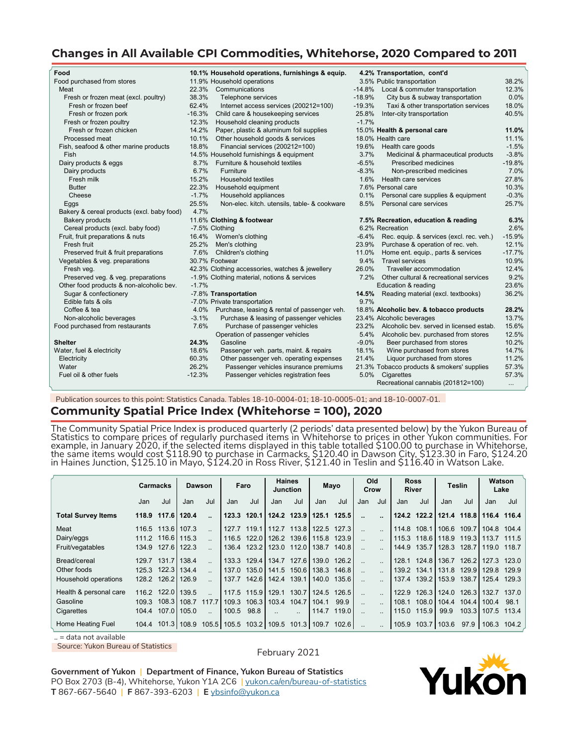## Changes in All Available CPI Commodities, Whitehorse, 2020 Compared to 2011

| | |
|---|---|
| **Food** | **10.1%** |
| Food purchased from stores | 11.9% |
| Meat | 22.3% |
| Fresh or frozen meat (excl. poultry) | 38.3% |
| Fresh or frozen beef | 62.4% |
| Fresh or frozen pork | -16.3% |
| Fresh or frozen poultry | 12.3% |
| Fresh or frozen chicken | 14.2% |
| Processed meat | 10.1% |
| Fish, seafood & other marine products | 18.8% |
| Fish | 14.5% |
| Dairy products & eggs | 8.7% |
| Dairy products | 6.7% |
| Fresh milk | 15.2% |
| Butter | 22.3% |
| Cheese | -1.7% |
| Eggs | 25.5% |
| Bakery & cereal products (excl. baby food) | 4.7% |
| Bakery products | 11.6% |
| Cereal products (excl. baby food) | -7.5% |
| Fruit, fruit preparations & nuts | 16.4% |
| Fresh fruit | 25.2% |
| Preserved fruit & fruit preparations | 7.6% |
| Vegetables & veg. preparations | 30.7% |
| Fresh veg. | 42.3% |
| Preserved veg. & veg. preparations | -1.9% |
| Other food products & non-alcoholic bev. | -1.7% |
| Sugar & confectionery | -7.8% |
| Edible fats & oils | -7.0% |
| Coffee & tea | 4.0% |
| Non-alcoholic beverages | -3.1% |
| Food purchased from restaurants | 7.6% |
| **Shelter** | **24.3%** |
| Water, fuel & electricity | 18.6% |
| Electricity | 60.3% |
| Water | 26.2% |
| Fuel oil & other fuels | -12.3% |
| **Household operations, furnishings & equip.** | **4.2%** |
| Household operations | 3.5% |
| Communications | -14.8% |
| Telephone services | -18.9% |
| Internet access services (200212=100) | -19.3% |
| Child care & housekeeping services | 25.8% |
| Household cleaning products | -1.7% |
| Paper, plastic & aluminum foil supplies | 15.0% |
| Other household goods & services | 18.0% |
| Financial services (200212=100) | 19.6% |
| Household furnishings & equipment | 3.7% |
| Furniture & household textiles | -6.5% |
| Furniture | -8.3% |
| Household textiles | 1.6% |
| Household equipment | 7.6% |
| Household appliances | 0.1% |
| Non-elec. kitch. utensils, table- & cookware | 8.5% |
| **Clothing & footwear** | **7.5%** |
| Clothing | 6.2% |
| Women's clothing | -6.4% |
| Men's clothing | 23.9% |
| Children's clothing | 11.0% |
| Footwear | 9.4% |
| Clothing accessories, watches & jewellery | 26.0% |
| Clothing material, notions & services | 7.2% |
| **Transportation** | **14.5%** |
| Private transportation | 9.7% |
| Purchase, leasing & rental of passenger veh. | 18.8% |
| Purchase & leasing of passenger vehicles | 23.4% |
| Purchase of passenger vehicles | 23.2% |
| Operation of passenger vehicles | 5.4% |
| Gasoline | -9.0% |
| Passenger veh. parts, maint. & repairs | 18.1% |
| Other passenger veh. operating expenses | 21.4% |
| Passenger vehicles insurance premiums | 21.3% |
| Passenger vehicles registration fees | 5.0% |
| **Transportation, cont'd** | |
| Public transportation | 38.2% |
| Local & commuter transportation | 12.3% |
| City bus & subway transportation | 0.0% |
| Taxi & other transportation services | 18.0% |
| Inter-city transportation | 40.5% |
| **Health & personal care** | **11.0%** |
| Health care | 11.1% |
| Health care goods | -1.5% |
| Medicinal & pharmaceutical products | -3.8% |
| Prescribed medicines | -19.8% |
| Non-prescribed medicines | 7.0% |
| Health care services | 27.8% |
| Personal care | 10.3% |
| Personal care supplies & equipment | -0.3% |
| Personal care services | 25.7% |
| **Recreation, education & reading** | **6.3%** |
| Recreation | 2.6% |
| Rec. equip. & services (excl. rec. veh.) | -15.9% |
| Purchase & operation of rec. veh. | 12.1% |
| Home ent. equip., parts & services | -17.7% |
| Travel services | 10.9% |
| Traveller accommodation | 12.4% |
| Other cultural & recreational services | 9.2% |
| Education & reading | 23.6% |
| Reading material (excl. textbooks) | 36.2% |
| **Alcoholic bev. & tobacco products** | **28.2%** |
| Alcoholic beverages | 13.7% |
| Alcoholic bev. served in licensed estab. | 15.6% |
| Alcoholic bev. purchased from stores | 12.5% |
| Beer purchased from stores | 10.2% |
| Wine purchased from stores | 14.7% |
| Liquor purchased from stores | 11.2% |
| Tobacco products & smokers' supplies | 57.3% |
| Cigarettes | 57.3% |
| Recreational cannabis (201812=100) | ... |

Publication sources to this point: Statistics Canada. Tables 18-10-0004-01; 18-10-0005-01; and 18-10-0007-01.

## Community Spatial Price Index (Whitehorse = 100), 2020

The Community Spatial Price Index is produced quarterly (2 periods' data presented below) by the Yukon Bureau of Statistics to compare prices of regularly purchased items in Whitehorse to prices in other Yukon communities. For example, in January 2020, if the selected items displayed in this table totalled $100.00 to purchase in Whitehorse, the same items would cost $118.90 to purchase in Carmacks, $120.40 in Dawson City, $123.30 in Faro, $124.20 in Haines Junction, $125.10 in Mayo, $124.20 in Ross River, $121.40 in Teslin and $116.40 in Watson Lake.

| | Carmacks | | Dawson | | Faro | | Haines Junction | | Mayo | | Old Crow | | Ross River | | Teslin | | Watson Lake | |
|---|---|---|---|---|---|---|---|---|---|---|---|---|---|---|---|---|---|---|
| | Jan | Jul | Jan | Jul | Jan | Jul | Jan | Jul | Jan | Jul | Jan | Jul | Jan | Jul | Jan | Jul | Jan | Jul |
| **Total Survey Items** | **118.9** | **117.6** | **120.4** | **..** | **123.3** | **120.1** | **124.2** | **123.9** | **125.1** | **125.5** | **..** | **..** | **124.2** | **122.2** | **121.4** | **118.8** | **116.4** | **116.4** |
| Meat | 116.5 | 113.6 | 107.3 | .. | 127.7 | 119.1 | 112.7 | 113.8 | 122.5 | 127.3 | .. | .. | 114.8 | 108.1 | 106.6 | 109.7 | 104.8 | 104.4 |
| Dairy/eggs | 111.2 | 116.6 | 115.3 | .. | 116.5 | 122.0 | 126.2 | 139.6 | 115.8 | 123.9 | .. | .. | 115.3 | 118.6 | 118.9 | 119.3 | 113.7 | 111.5 |
| Fruit/vegatables | 134.9 | 127.6 | 122.3 | .. | 136.4 | 123.2 | 123.0 | 112.0 | 138.7 | 140.8 | .. | .. | 144.9 | 135.7 | 128.3 | 128.7 | 119.0 | 118.7 |
| Bread/cereal | 129.7 | 131.7 | 138.4 | .. | 133.3 | 129.4 | 134.7 | 127.6 | 139.0 | 126.2 | .. | .. | 128.1 | 124.8 | 136.7 | 126.2 | 127.3 | 123.0 |
| Other foods | 125.3 | 122.3 | 134.4 | .. | 137.0 | 135.0 | 141.5 | 150.6 | 138.3 | 146.8 | .. | .. | 139.2 | 134.1 | 131.8 | 129.9 | 129.8 | 129.9 |
| Household operations | 128.2 | 126.2 | 126.9 | .. | 137.7 | 142.6 | 142.4 | 139.1 | 140.0 | 135.6 | .. | .. | 137.4 | 139.2 | 153.9 | 138.7 | 125.4 | 129.3 |
| Health & personal care | 116.2 | 122.0 | 139.5 | .. | 117.5 | 115.9 | 129.1 | 130.7 | 124.5 | 126.5 | .. | .. | 122.9 | 126.3 | 124.0 | 126.3 | 132.7 | 137.0 |
| Gasoline | 109.3 | 108.3 | 108.7 | 117.7 | 109.3 | 106.3 | 103.4 | 104.7 | 104.1 | 99.9 | .. | .. | 108.1 | 108.0 | 104.4 | 104.4 | 100.4 | 98.1 |
| Cigarettes | 104.4 | 107.0 | 105.0 | .. | 100.5 | 98.8 | .. | .. | 114.7 | 119.0 | .. | .. | 115.0 | 115.9 | 99.9 | 103.3 | 107.5 | 113.4 |
| Home Heating Fuel | 104.4 | 101.3 | 108.9 | 105.5 | 105.5 | 103.2 | 109.5 | 101.3 | 109.7 | 102.6 | .. | .. | 105.9 | 103.7 | 103.6 | 97.9 | 106.3 | 104.2 |

.. = data not available

Source: Yukon Bureau of Statistics

February 2021

**Government of Yukon** | **Department of Finance, Yukon Bureau of Statistics**
PO Box 2703 (B-4), Whitehorse, Yukon Y1A 2C6 | yukon.ca/en/bureau-of-statistics
**T** 867-667-5640 | **F** 867-393-6203 | **E** ybsinfo@yukon.ca

Yukon